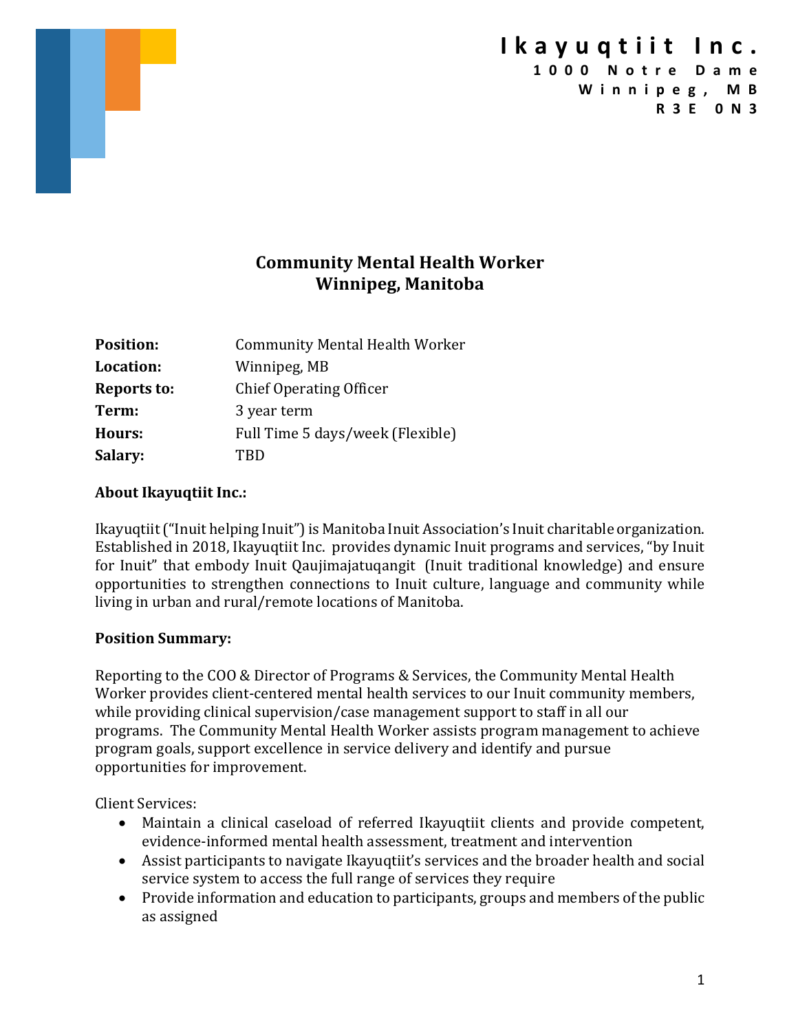**Ikayuqtiit Inc.**
1000 Notre Dame
Winnipeg, MB
R3E 0N3

## Community Mental Health Worker
## Winnipeg, Manitoba

| | |
|---|---|
| **Position:** | Community Mental Health Worker |
| **Location:** | Winnipeg, MB |
| **Reports to:** | Chief Operating Officer |
| **Term:** | 3 year term |
| **Hours:** | Full Time 5 days/week (Flexible) |
| **Salary:** | TBD |

**About Ikayuqtiit Inc.:**

Ikayuqtiit ("Inuit helping Inuit") is Manitoba Inuit Association's Inuit charitable organization. Established in 2018, Ikayuqtiit Inc. provides dynamic Inuit programs and services, "by Inuit for Inuit" that embody Inuit Qaujimajatuqangit (Inuit traditional knowledge) and ensure opportunities to strengthen connections to Inuit culture, language and community while living in urban and rural/remote locations of Manitoba.

**Position Summary:**

Reporting to the COO & Director of Programs & Services, the Community Mental Health Worker provides client-centered mental health services to our Inuit community members, while providing clinical supervision/case management support to staff in all our programs. The Community Mental Health Worker assists program management to achieve program goals, support excellence in service delivery and identify and pursue opportunities for improvement.

Client Services:

- Maintain a clinical caseload of referred Ikayuqtiit clients and provide competent, evidence-informed mental health assessment, treatment and intervention
- Assist participants to navigate Ikayuqtiit's services and the broader health and social service system to access the full range of services they require
- Provide information and education to participants, groups and members of the public as assigned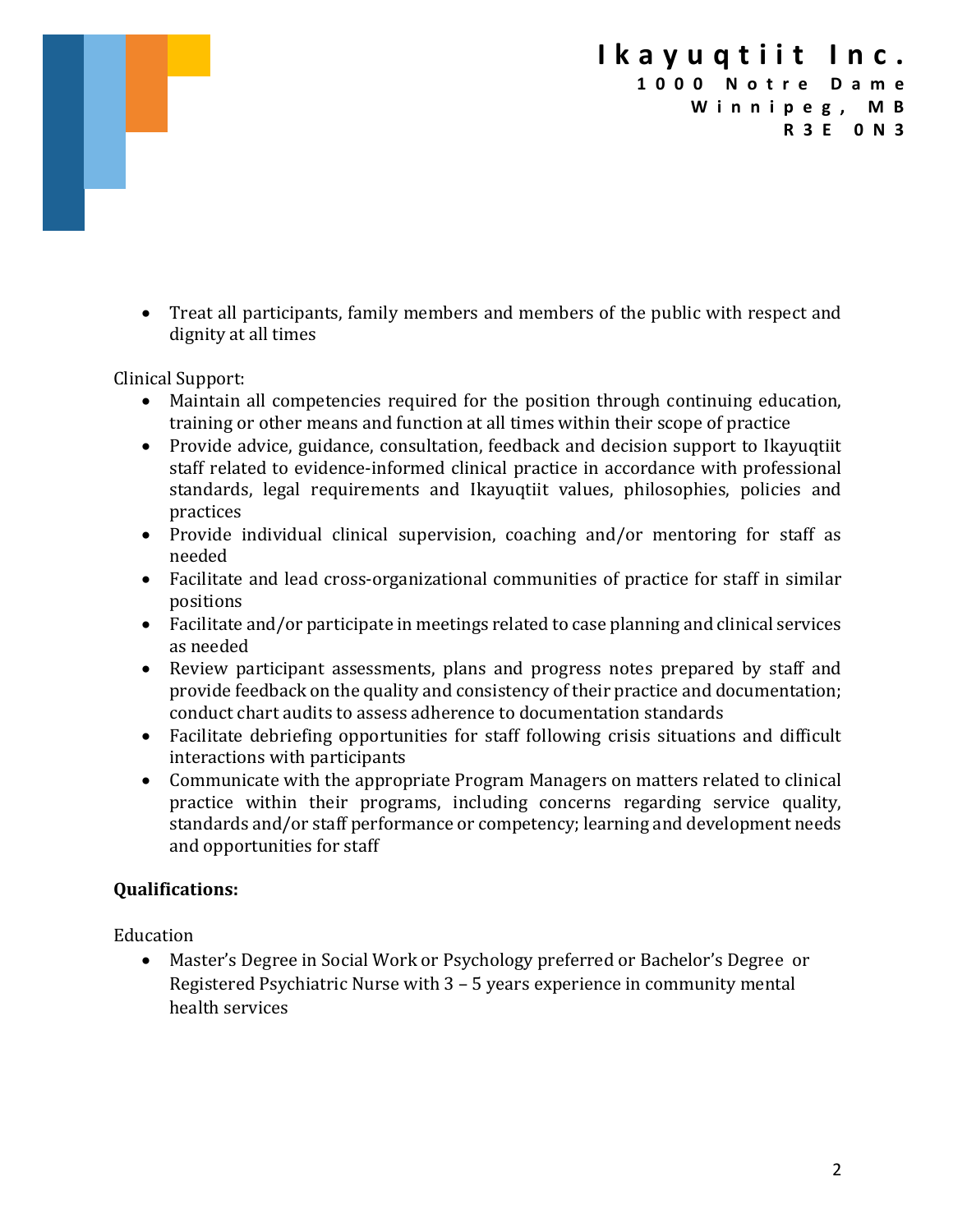- Treat all participants, family members and members of the public with respect and dignity at all times

Clinical Support:

- Maintain all competencies required for the position through continuing education, training or other means and function at all times within their scope of practice
- Provide advice, guidance, consultation, feedback and decision support to Ikayuqtiit staff related to evidence-informed clinical practice in accordance with professional standards, legal requirements and Ikayuqtiit values, philosophies, policies and practices
- Provide individual clinical supervision, coaching and/or mentoring for staff as needed
- Facilitate and lead cross-organizational communities of practice for staff in similar positions
- Facilitate and/or participate in meetings related to case planning and clinical services as needed
- Review participant assessments, plans and progress notes prepared by staff and provide feedback on the quality and consistency of their practice and documentation; conduct chart audits to assess adherence to documentation standards
- Facilitate debriefing opportunities for staff following crisis situations and difficult interactions with participants
- Communicate with the appropriate Program Managers on matters related to clinical practice within their programs, including concerns regarding service quality, standards and/or staff performance or competency; learning and development needs and opportunities for staff

**Qualifications:**

Education

- Master's Degree in Social Work or Psychology preferred or Bachelor's Degree or Registered Psychiatric Nurse with 3 – 5 years experience in community mental health services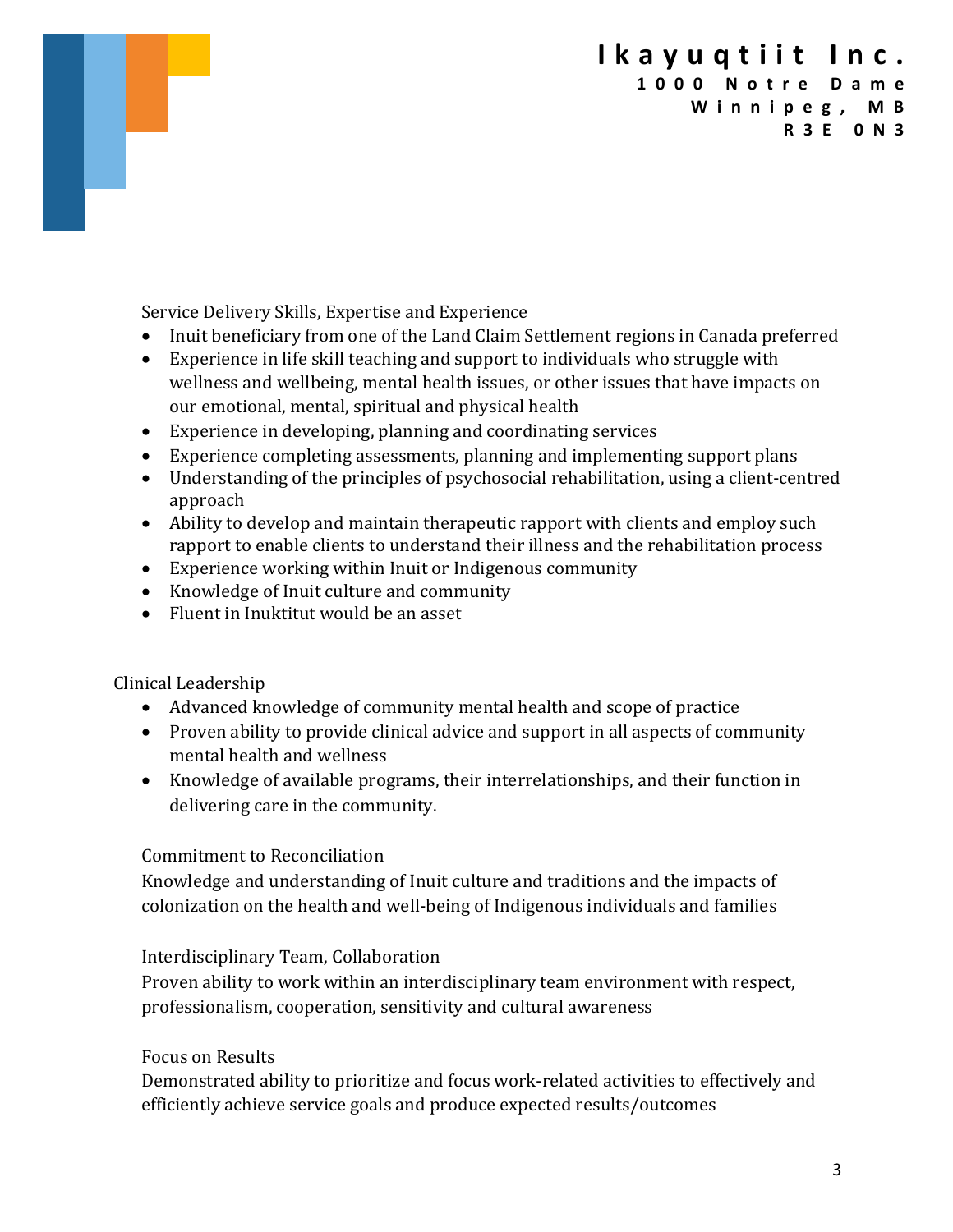Service Delivery Skills, Expertise and Experience

- Inuit beneficiary from one of the Land Claim Settlement regions in Canada preferred
- Experience in life skill teaching and support to individuals who struggle with wellness and wellbeing, mental health issues, or other issues that have impacts on our emotional, mental, spiritual and physical health
- Experience in developing, planning and coordinating services
- Experience completing assessments, planning and implementing support plans
- Understanding of the principles of psychosocial rehabilitation, using a client-centred approach
- Ability to develop and maintain therapeutic rapport with clients and employ such rapport to enable clients to understand their illness and the rehabilitation process
- Experience working within Inuit or Indigenous community
- Knowledge of Inuit culture and community
- Fluent in Inuktitut would be an asset

Clinical Leadership

- Advanced knowledge of community mental health and scope of practice
- Proven ability to provide clinical advice and support in all aspects of community mental health and wellness
- Knowledge of available programs, their interrelationships, and their function in delivering care in the community.

Commitment to Reconciliation

Knowledge and understanding of Inuit culture and traditions and the impacts of colonization on the health and well-being of Indigenous individuals and families

Interdisciplinary Team, Collaboration

Proven ability to work within an interdisciplinary team environment with respect, professionalism, cooperation, sensitivity and cultural awareness

Focus on Results

Demonstrated ability to prioritize and focus work-related activities to effectively and efficiently achieve service goals and produce expected results/outcomes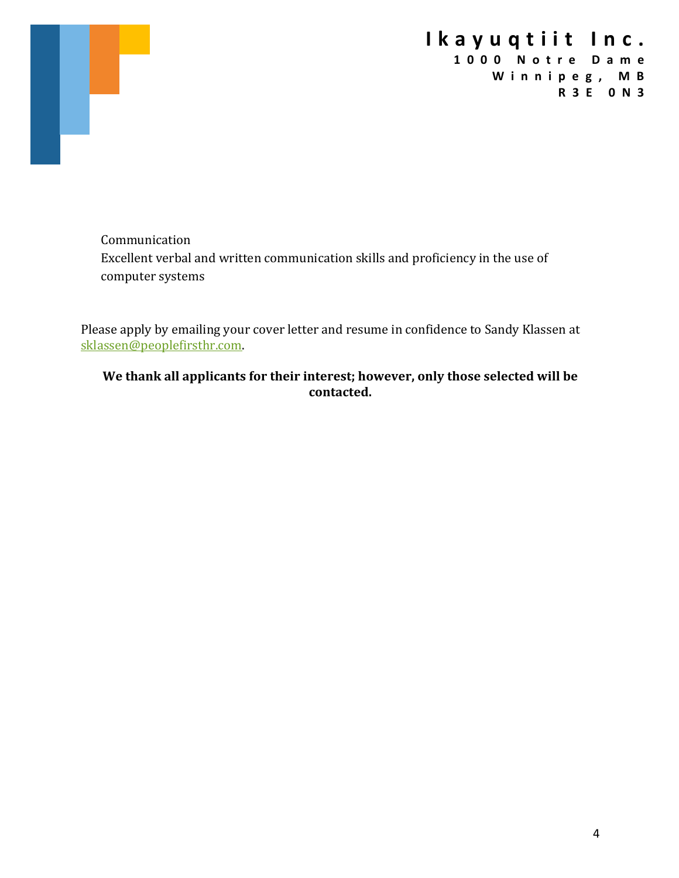Communication
Excellent verbal and written communication skills and proficiency in the use of computer systems

Please apply by emailing your cover letter and resume in confidence to Sandy Klassen at sklassen@peoplefirsthr.com.

**We thank all applicants for their interest; however, only those selected will be contacted.**